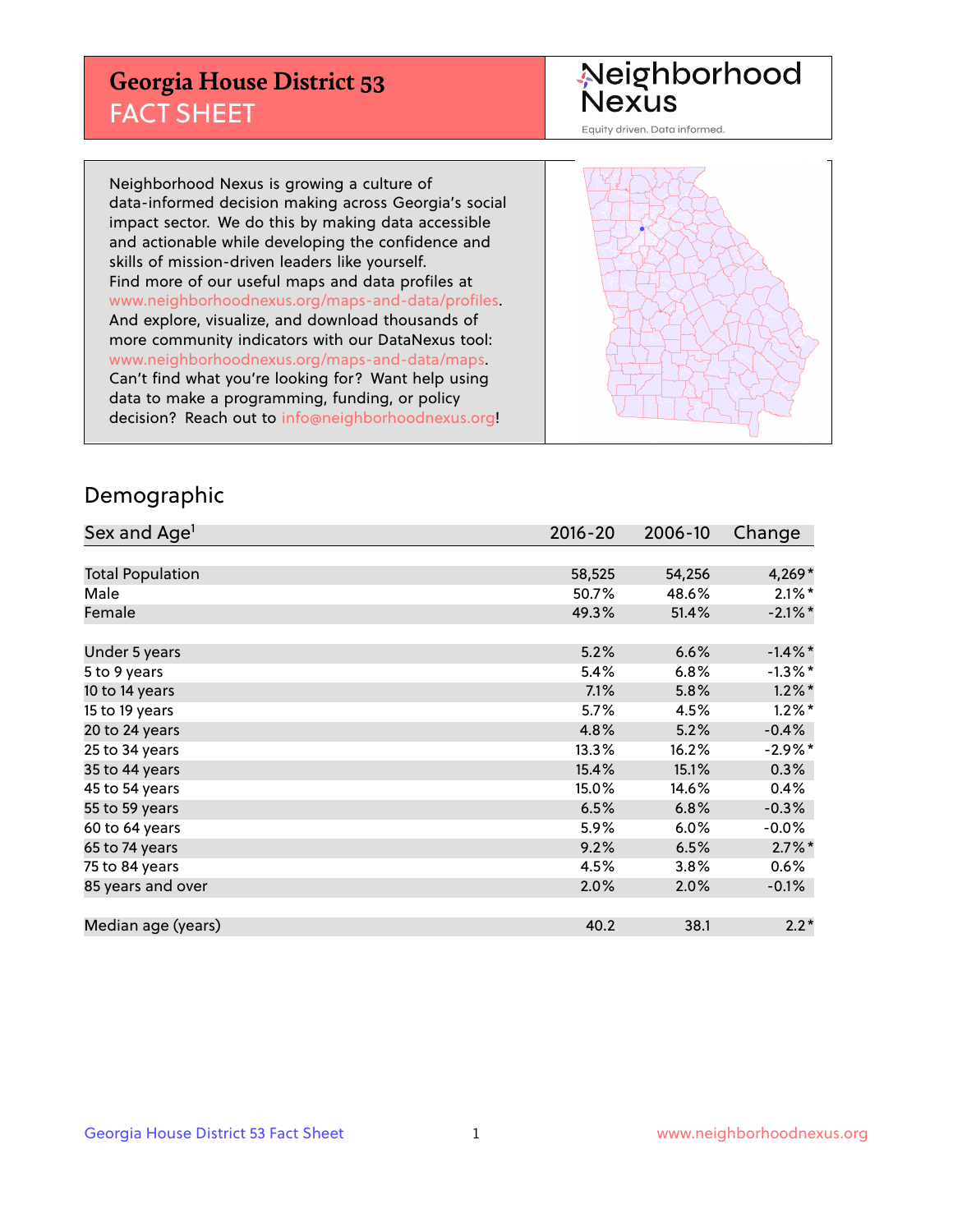# Georgia House District 53
## FACT SHEET

Neighborhood Nexus

Equity driven. Data informed.

Neighborhood Nexus is growing a culture of data-informed decision making across Georgia's social impact sector. We do this by making data accessible and actionable while developing the confidence and skills of mission-driven leaders like yourself. Find more of our useful maps and data profiles at www.neighborhoodnexus.org/maps-and-data/profiles. And explore, visualize, and download thousands of more community indicators with our DataNexus tool: www.neighborhoodnexus.org/maps-and-data/maps. Can't find what you're looking for? Want help using data to make a programming, funding, or policy decision? Reach out to info@neighborhoodnexus.org!

## Demographic

| Sex and Age[1] | 2016-20 | 2006-10 | Change |
|---|---|---|---|
| Total Population | 58,525 | 54,256 | 4,269* |
| Male | 50.7% | 48.6% | 2.1%* |
| Female | 49.3% | 51.4% | -2.1%* |
| Under 5 years | 5.2% | 6.6% | -1.4%* |
| 5 to 9 years | 5.4% | 6.8% | -1.3%* |
| 10 to 14 years | 7.1% | 5.8% | 1.2%* |
| 15 to 19 years | 5.7% | 4.5% | 1.2%* |
| 20 to 24 years | 4.8% | 5.2% | -0.4% |
| 25 to 34 years | 13.3% | 16.2% | -2.9%* |
| 35 to 44 years | 15.4% | 15.1% | 0.3% |
| 45 to 54 years | 15.0% | 14.6% | 0.4% |
| 55 to 59 years | 6.5% | 6.8% | -0.3% |
| 60 to 64 years | 5.9% | 6.0% | -0.0% |
| 65 to 74 years | 9.2% | 6.5% | 2.7%* |
| 75 to 84 years | 4.5% | 3.8% | 0.6% |
| 85 years and over | 2.0% | 2.0% | -0.1% |
| Median age (years) | 40.2 | 38.1 | 2.2* |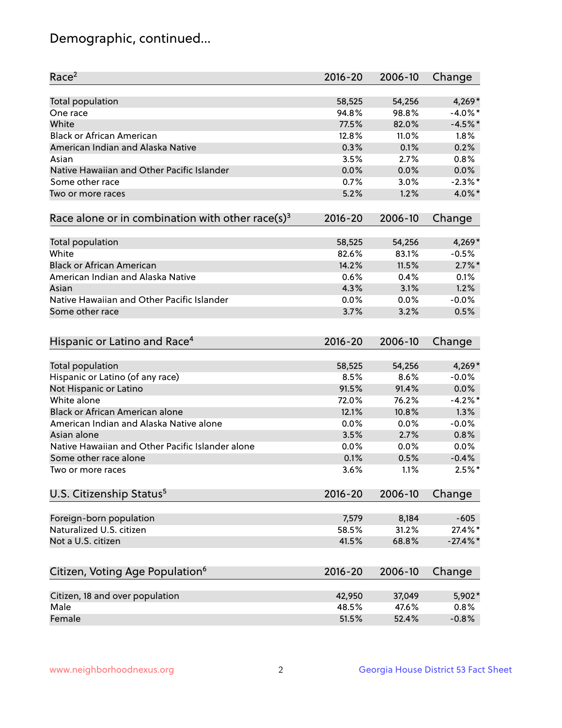# Demographic, continued...

| Race[2] | 2016-20 | 2006-10 | Change |
|---|---|---|---|
| Total population | 58,525 | 54,256 | 4,269* |
| One race | 94.8% | 98.8% | -4.0%* |
| White | 77.5% | 82.0% | -4.5%* |
| Black or African American | 12.8% | 11.0% | 1.8% |
| American Indian and Alaska Native | 0.3% | 0.1% | 0.2% |
| Asian | 3.5% | 2.7% | 0.8% |
| Native Hawaiian and Other Pacific Islander | 0.0% | 0.0% | 0.0% |
| Some other race | 0.7% | 3.0% | -2.3%* |
| Two or more races | 5.2% | 1.2% | 4.0%* |

| Race alone or in combination with other race(s)[3] | 2016-20 | 2006-10 | Change |
|---|---|---|---|
| Total population | 58,525 | 54,256 | 4,269* |
| White | 82.6% | 83.1% | -0.5% |
| Black or African American | 14.2% | 11.5% | 2.7%* |
| American Indian and Alaska Native | 0.6% | 0.4% | 0.1% |
| Asian | 4.3% | 3.1% | 1.2% |
| Native Hawaiian and Other Pacific Islander | 0.0% | 0.0% | -0.0% |
| Some other race | 3.7% | 3.2% | 0.5% |

| Hispanic or Latino and Race[4] | 2016-20 | 2006-10 | Change |
|---|---|---|---|
| Total population | 58,525 | 54,256 | 4,269* |
| Hispanic or Latino (of any race) | 8.5% | 8.6% | -0.0% |
| Not Hispanic or Latino | 91.5% | 91.4% | 0.0% |
| White alone | 72.0% | 76.2% | -4.2%* |
| Black or African American alone | 12.1% | 10.8% | 1.3% |
| American Indian and Alaska Native alone | 0.0% | 0.0% | -0.0% |
| Asian alone | 3.5% | 2.7% | 0.8% |
| Native Hawaiian and Other Pacific Islander alone | 0.0% | 0.0% | 0.0% |
| Some other race alone | 0.1% | 0.5% | -0.4% |
| Two or more races | 3.6% | 1.1% | 2.5%* |

| U.S. Citizenship Status[5] | 2016-20 | 2006-10 | Change |
|---|---|---|---|
| Foreign-born population | 7,579 | 8,184 | -605 |
| Naturalized U.S. citizen | 58.5% | 31.2% | 27.4%* |
| Not a U.S. citizen | 41.5% | 68.8% | -27.4%* |

| Citizen, Voting Age Population[6] | 2016-20 | 2006-10 | Change |
|---|---|---|---|
| Citizen, 18 and over population | 42,950 | 37,049 | 5,902* |
| Male | 48.5% | 47.6% | 0.8% |
| Female | 51.5% | 52.4% | -0.8% |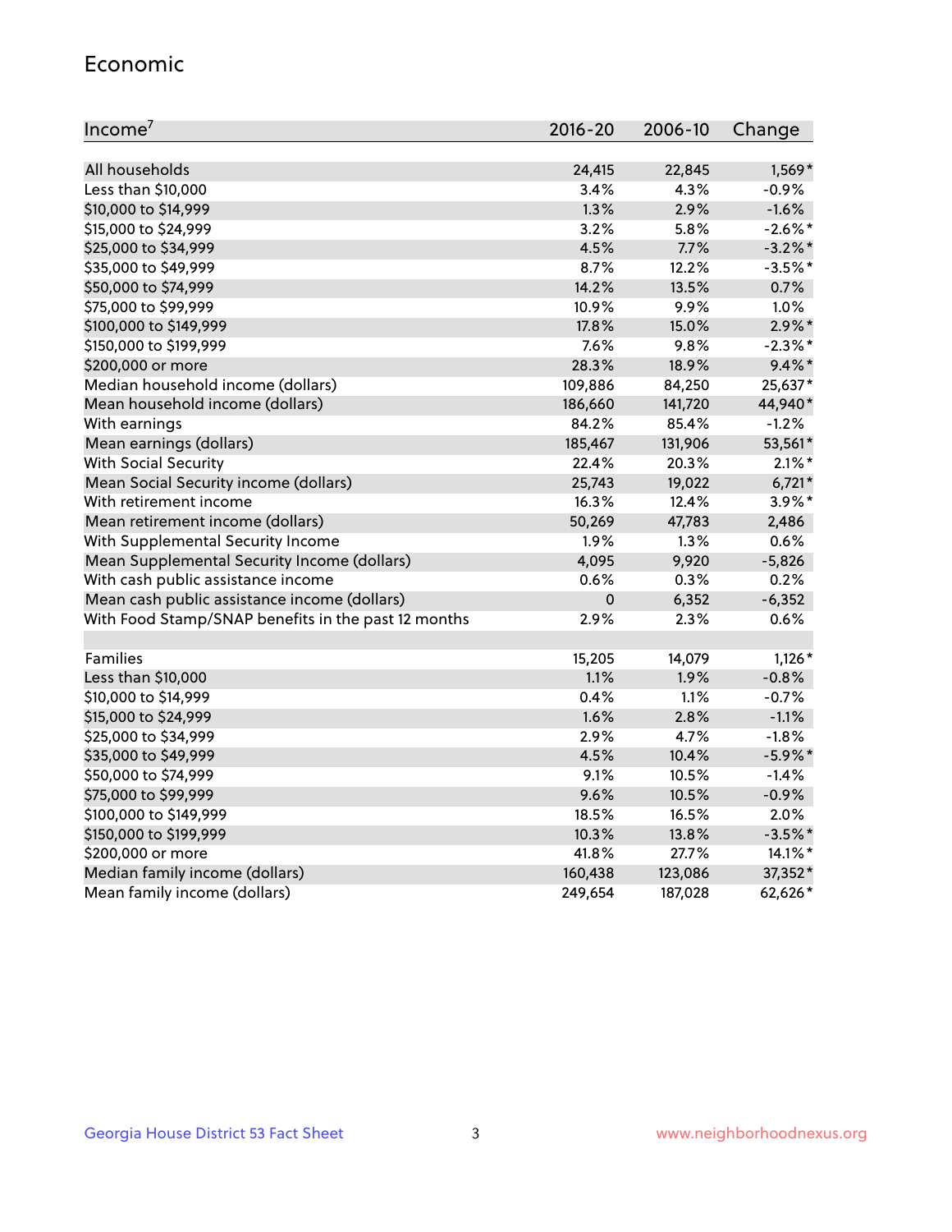## Economic

| Income[7] | 2016-20 | 2006-10 | Change |
|---|---|---|---|
| All households | 24,415 | 22,845 | 1,569* |
| Less than $10,000 | 3.4% | 4.3% | -0.9% |
| $10,000 to $14,999 | 1.3% | 2.9% | -1.6% |
| $15,000 to $24,999 | 3.2% | 5.8% | -2.6%* |
| $25,000 to $34,999 | 4.5% | 7.7% | -3.2%* |
| $35,000 to $49,999 | 8.7% | 12.2% | -3.5%* |
| $50,000 to $74,999 | 14.2% | 13.5% | 0.7% |
| $75,000 to $99,999 | 10.9% | 9.9% | 1.0% |
| $100,000 to $149,999 | 17.8% | 15.0% | 2.9%* |
| $150,000 to $199,999 | 7.6% | 9.8% | -2.3%* |
| $200,000 or more | 28.3% | 18.9% | 9.4%* |
| Median household income (dollars) | 109,886 | 84,250 | 25,637* |
| Mean household income (dollars) | 186,660 | 141,720 | 44,940* |
| With earnings | 84.2% | 85.4% | -1.2% |
| Mean earnings (dollars) | 185,467 | 131,906 | 53,561* |
| With Social Security | 22.4% | 20.3% | 2.1%* |
| Mean Social Security income (dollars) | 25,743 | 19,022 | 6,721* |
| With retirement income | 16.3% | 12.4% | 3.9%* |
| Mean retirement income (dollars) | 50,269 | 47,783 | 2,486 |
| With Supplemental Security Income | 1.9% | 1.3% | 0.6% |
| Mean Supplemental Security Income (dollars) | 4,095 | 9,920 | -5,826 |
| With cash public assistance income | 0.6% | 0.3% | 0.2% |
| Mean cash public assistance income (dollars) | 0 | 6,352 | -6,352 |
| With Food Stamp/SNAP benefits in the past 12 months | 2.9% | 2.3% | 0.6% |
| | | | |
| Families | 15,205 | 14,079 | 1,126* |
| Less than $10,000 | 1.1% | 1.9% | -0.8% |
| $10,000 to $14,999 | 0.4% | 1.1% | -0.7% |
| $15,000 to $24,999 | 1.6% | 2.8% | -1.1% |
| $25,000 to $34,999 | 2.9% | 4.7% | -1.8% |
| $35,000 to $49,999 | 4.5% | 10.4% | -5.9%* |
| $50,000 to $74,999 | 9.1% | 10.5% | -1.4% |
| $75,000 to $99,999 | 9.6% | 10.5% | -0.9% |
| $100,000 to $149,999 | 18.5% | 16.5% | 2.0% |
| $150,000 to $199,999 | 10.3% | 13.8% | -3.5%* |
| $200,000 or more | 41.8% | 27.7% | 14.1%* |
| Median family income (dollars) | 160,438 | 123,086 | 37,352* |
| Mean family income (dollars) | 249,654 | 187,028 | 62,626* |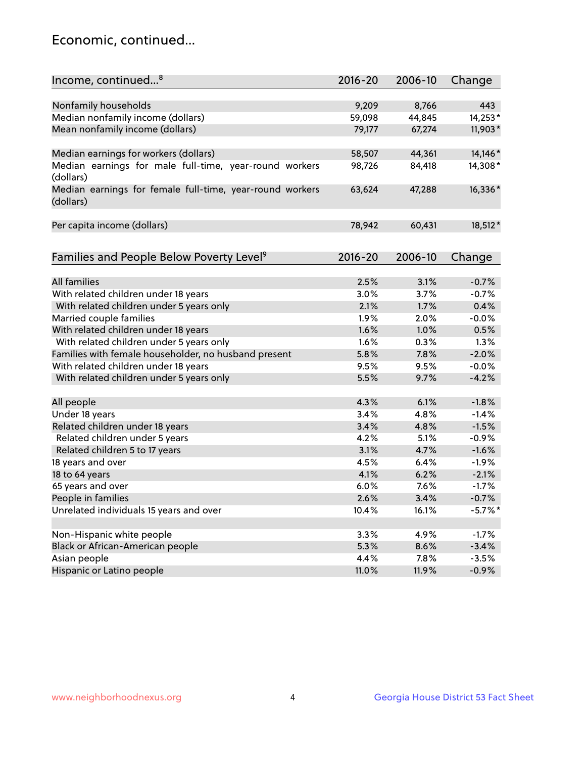## Economic, continued...

| Income, continued...[8] | 2016-20 | 2006-10 | Change |
|---|---|---|---|
| Nonfamily households | 9,209 | 8,766 | 443 |
| Median nonfamily income (dollars) | 59,098 | 44,845 | 14,253* |
| Mean nonfamily income (dollars) | 79,177 | 67,274 | 11,903* |
| Median earnings for workers (dollars) | 58,507 | 44,361 | 14,146* |
| Median earnings for male full-time, year-round workers (dollars) | 98,726 | 84,418 | 14,308* |
| Median earnings for female full-time, year-round workers (dollars) | 63,624 | 47,288 | 16,336* |
| Per capita income (dollars) | 78,942 | 60,431 | 18,512* |

| Families and People Below Poverty Level[9] | 2016-20 | 2006-10 | Change |
|---|---|---|---|
| All families | 2.5% | 3.1% | -0.7% |
| With related children under 18 years | 3.0% | 3.7% | -0.7% |
| With related children under 5 years only | 2.1% | 1.7% | 0.4% |
| Married couple families | 1.9% | 2.0% | -0.0% |
| With related children under 18 years | 1.6% | 1.0% | 0.5% |
| With related children under 5 years only | 1.6% | 0.3% | 1.3% |
| Families with female householder, no husband present | 5.8% | 7.8% | -2.0% |
| With related children under 18 years | 9.5% | 9.5% | -0.0% |
| With related children under 5 years only | 5.5% | 9.7% | -4.2% |
| All people | 4.3% | 6.1% | -1.8% |
| Under 18 years | 3.4% | 4.8% | -1.4% |
| Related children under 18 years | 3.4% | 4.8% | -1.5% |
| Related children under 5 years | 4.2% | 5.1% | -0.9% |
| Related children 5 to 17 years | 3.1% | 4.7% | -1.6% |
| 18 years and over | 4.5% | 6.4% | -1.9% |
| 18 to 64 years | 4.1% | 6.2% | -2.1% |
| 65 years and over | 6.0% | 7.6% | -1.7% |
| People in families | 2.6% | 3.4% | -0.7% |
| Unrelated individuals 15 years and over | 10.4% | 16.1% | -5.7%* |
| Non-Hispanic white people | 3.3% | 4.9% | -1.7% |
| Black or African-American people | 5.3% | 8.6% | -3.4% |
| Asian people | 4.4% | 7.8% | -3.5% |
| Hispanic or Latino people | 11.0% | 11.9% | -0.9% |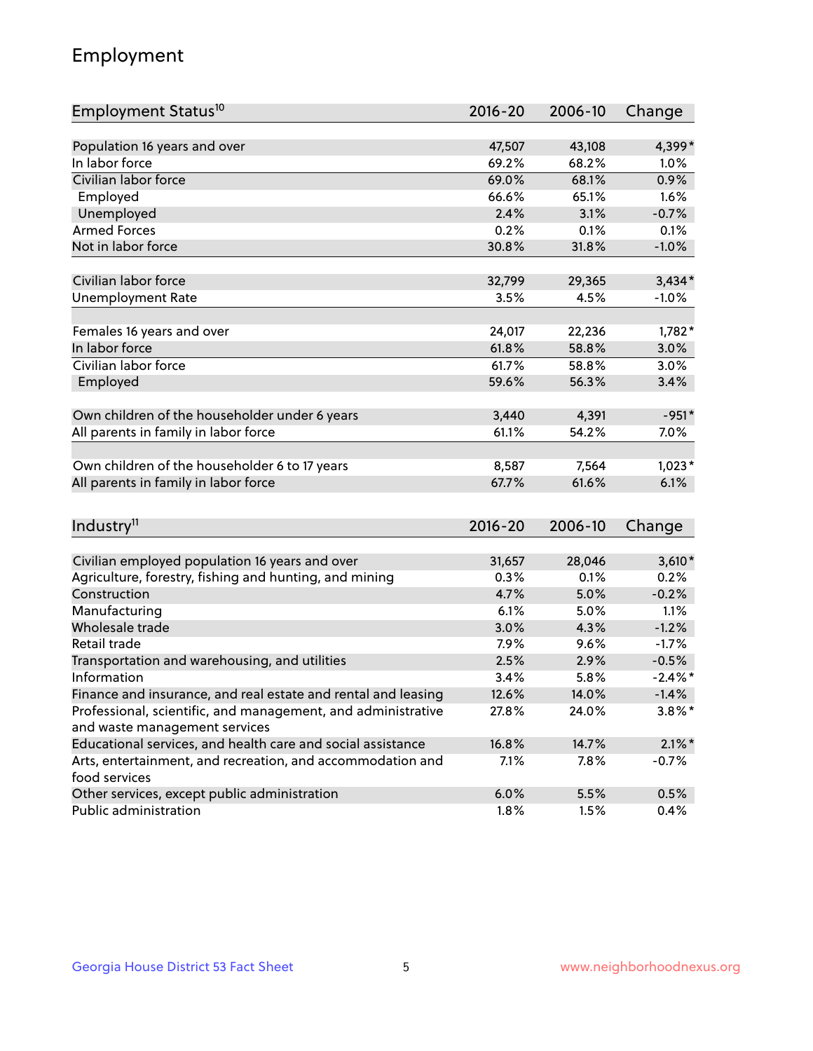# Employment

| Employment Status[10] | 2016-20 | 2006-10 | Change |
|---|---|---|---|
| Population 16 years and over | 47,507 | 43,108 | 4,399* |
| In labor force | 69.2% | 68.2% | 1.0% |
| Civilian labor force | 69.0% | 68.1% | 0.9% |
| Employed | 66.6% | 65.1% | 1.6% |
| Unemployed | 2.4% | 3.1% | -0.7% |
| Armed Forces | 0.2% | 0.1% | 0.1% |
| Not in labor force | 30.8% | 31.8% | -1.0% |
| | | | |
| Civilian labor force | 32,799 | 29,365 | 3,434* |
| Unemployment Rate | 3.5% | 4.5% | -1.0% |
| | | | |
| Females 16 years and over | 24,017 | 22,236 | 1,782* |
| In labor force | 61.8% | 58.8% | 3.0% |
| Civilian labor force | 61.7% | 58.8% | 3.0% |
| Employed | 59.6% | 56.3% | 3.4% |
| | | | |
| Own children of the householder under 6 years | 3,440 | 4,391 | -951* |
| All parents in family in labor force | 61.1% | 54.2% | 7.0% |
| | | | |
| Own children of the householder 6 to 17 years | 8,587 | 7,564 | 1,023* |
| All parents in family in labor force | 67.7% | 61.6% | 6.1% |

| Industry[11] | 2016-20 | 2006-10 | Change |
|---|---|---|---|
| Civilian employed population 16 years and over | 31,657 | 28,046 | 3,610* |
| Agriculture, forestry, fishing and hunting, and mining | 0.3% | 0.1% | 0.2% |
| Construction | 4.7% | 5.0% | -0.2% |
| Manufacturing | 6.1% | 5.0% | 1.1% |
| Wholesale trade | 3.0% | 4.3% | -1.2% |
| Retail trade | 7.9% | 9.6% | -1.7% |
| Transportation and warehousing, and utilities | 2.5% | 2.9% | -0.5% |
| Information | 3.4% | 5.8% | -2.4%* |
| Finance and insurance, and real estate and rental and leasing | 12.6% | 14.0% | -1.4% |
| Professional, scientific, and management, and administrative and waste management services | 27.8% | 24.0% | 3.8%* |
| Educational services, and health care and social assistance | 16.8% | 14.7% | 2.1%* |
| Arts, entertainment, and recreation, and accommodation and food services | 7.1% | 7.8% | -0.7% |
| Other services, except public administration | 6.0% | 5.5% | 0.5% |
| Public administration | 1.8% | 1.5% | 0.4% |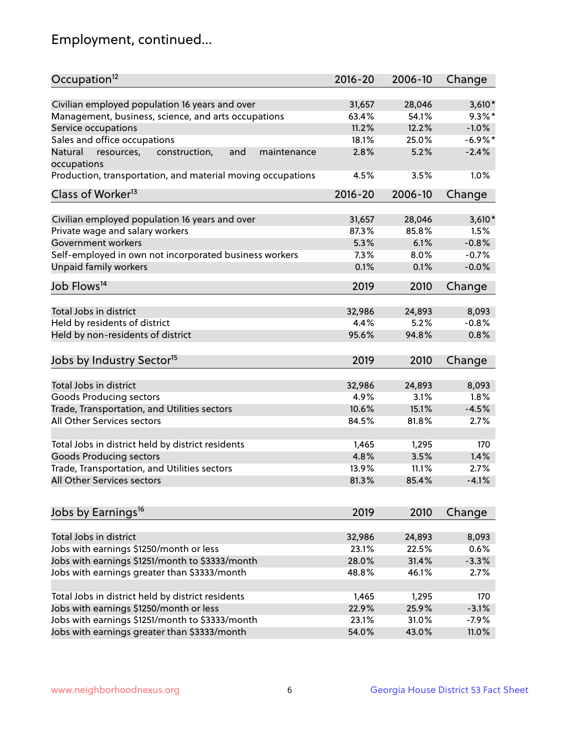## Employment, continued...

| Occupation[12] | 2016-20 | 2006-10 | Change |
|---|---|---|---|
| Civilian employed population 16 years and over | 31,657 | 28,046 | 3,610* |
| Management, business, science, and arts occupations | 63.4% | 54.1% | 9.3%* |
| Service occupations | 11.2% | 12.2% | -1.0% |
| Sales and office occupations | 18.1% | 25.0% | -6.9%* |
| Natural resources, construction, and maintenance occupations | 2.8% | 5.2% | -2.4% |
| Production, transportation, and material moving occupations | 4.5% | 3.5% | 1.0% |

| Class of Worker[13] | 2016-20 | 2006-10 | Change |
|---|---|---|---|
| Civilian employed population 16 years and over | 31,657 | 28,046 | 3,610* |
| Private wage and salary workers | 87.3% | 85.8% | 1.5% |
| Government workers | 5.3% | 6.1% | -0.8% |
| Self-employed in own not incorporated business workers | 7.3% | 8.0% | -0.7% |
| Unpaid family workers | 0.1% | 0.1% | -0.0% |

| Job Flows[14] | 2019 | 2010 | Change |
|---|---|---|---|
| Total Jobs in district | 32,986 | 24,893 | 8,093 |
| Held by residents of district | 4.4% | 5.2% | -0.8% |
| Held by non-residents of district | 95.6% | 94.8% | 0.8% |

| Jobs by Industry Sector[15] | 2019 | 2010 | Change |
|---|---|---|---|
| Total Jobs in district | 32,986 | 24,893 | 8,093 |
| Goods Producing sectors | 4.9% | 3.1% | 1.8% |
| Trade, Transportation, and Utilities sectors | 10.6% | 15.1% | -4.5% |
| All Other Services sectors | 84.5% | 81.8% | 2.7% |
| | | | |
| Total Jobs in district held by district residents | 1,465 | 1,295 | 170 |
| Goods Producing sectors | 4.8% | 3.5% | 1.4% |
| Trade, Transportation, and Utilities sectors | 13.9% | 11.1% | 2.7% |
| All Other Services sectors | 81.3% | 85.4% | -4.1% |

| Jobs by Earnings[16] | 2019 | 2010 | Change |
|---|---|---|---|
| Total Jobs in district | 32,986 | 24,893 | 8,093 |
| Jobs with earnings $1250/month or less | 23.1% | 22.5% | 0.6% |
| Jobs with earnings $1251/month to $3333/month | 28.0% | 31.4% | -3.3% |
| Jobs with earnings greater than $3333/month | 48.8% | 46.1% | 2.7% |
| | | | |
| Total Jobs in district held by district residents | 1,465 | 1,295 | 170 |
| Jobs with earnings $1250/month or less | 22.9% | 25.9% | -3.1% |
| Jobs with earnings $1251/month to $3333/month | 23.1% | 31.0% | -7.9% |
| Jobs with earnings greater than $3333/month | 54.0% | 43.0% | 11.0% |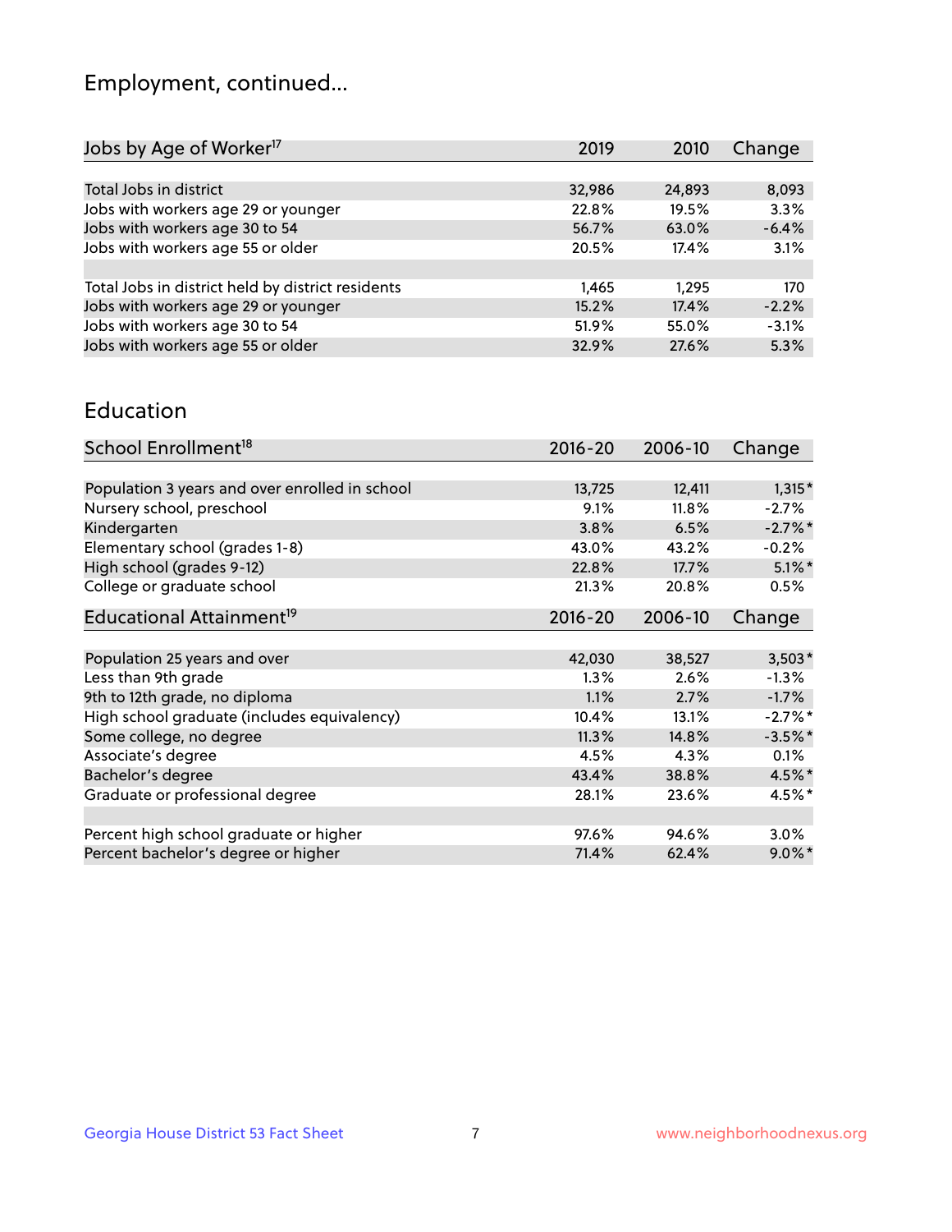# Employment, continued...

| Jobs by Age of Worker[17] | 2019 | 2010 | Change |
|---|---|---|---|
| Total Jobs in district | 32,986 | 24,893 | 8,093 |
| Jobs with workers age 29 or younger | 22.8% | 19.5% | 3.3% |
| Jobs with workers age 30 to 54 | 56.7% | 63.0% | -6.4% |
| Jobs with workers age 55 or older | 20.5% | 17.4% | 3.1% |
| | | | |
| Total Jobs in district held by district residents | 1,465 | 1,295 | 170 |
| Jobs with workers age 29 or younger | 15.2% | 17.4% | -2.2% |
| Jobs with workers age 30 to 54 | 51.9% | 55.0% | -3.1% |
| Jobs with workers age 55 or older | 32.9% | 27.6% | 5.3% |

## Education

| School Enrollment[18] | 2016-20 | 2006-10 | Change |
|---|---|---|---|
| Population 3 years and over enrolled in school | 13,725 | 12,411 | 1,315* |
| Nursery school, preschool | 9.1% | 11.8% | -2.7% |
| Kindergarten | 3.8% | 6.5% | -2.7%* |
| Elementary school (grades 1-8) | 43.0% | 43.2% | -0.2% |
| High school (grades 9-12) | 22.8% | 17.7% | 5.1%* |
| College or graduate school | 21.3% | 20.8% | 0.5% |

| Educational Attainment[19] | 2016-20 | 2006-10 | Change |
|---|---|---|---|
| Population 25 years and over | 42,030 | 38,527 | 3,503* |
| Less than 9th grade | 1.3% | 2.6% | -1.3% |
| 9th to 12th grade, no diploma | 1.1% | 2.7% | -1.7% |
| High school graduate (includes equivalency) | 10.4% | 13.1% | -2.7%* |
| Some college, no degree | 11.3% | 14.8% | -3.5%* |
| Associate's degree | 4.5% | 4.3% | 0.1% |
| Bachelor's degree | 43.4% | 38.8% | 4.5%* |
| Graduate or professional degree | 28.1% | 23.6% | 4.5%* |
| | | | |
| Percent high school graduate or higher | 97.6% | 94.6% | 3.0% |
| Percent bachelor's degree or higher | 71.4% | 62.4% | 9.0%* |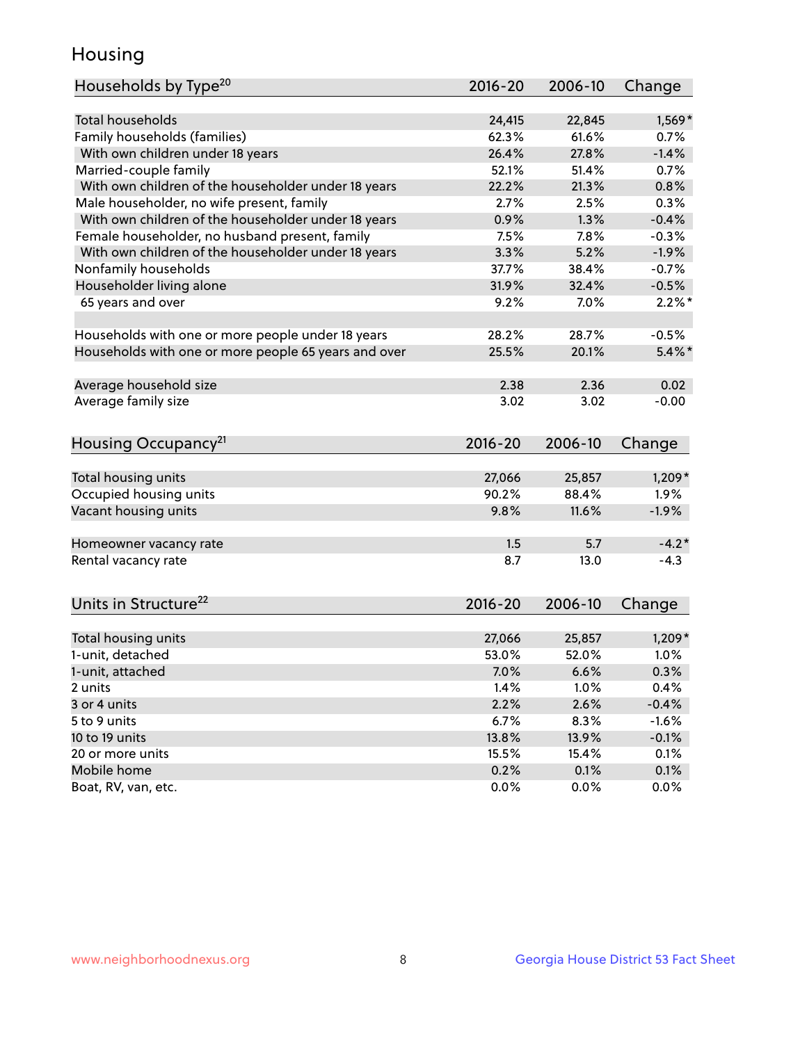# Housing

| Households by Type[20] | 2016-20 | 2006-10 | Change |
|---|---|---|---|
| Total households | 24,415 | 22,845 | 1,569* |
| Family households (families) | 62.3% | 61.6% | 0.7% |
| With own children under 18 years | 26.4% | 27.8% | -1.4% |
| Married-couple family | 52.1% | 51.4% | 0.7% |
| With own children of the householder under 18 years | 22.2% | 21.3% | 0.8% |
| Male householder, no wife present, family | 2.7% | 2.5% | 0.3% |
| With own children of the householder under 18 years | 0.9% | 1.3% | -0.4% |
| Female householder, no husband present, family | 7.5% | 7.8% | -0.3% |
| With own children of the householder under 18 years | 3.3% | 5.2% | -1.9% |
| Nonfamily households | 37.7% | 38.4% | -0.7% |
| Householder living alone | 31.9% | 32.4% | -0.5% |
| 65 years and over | 9.2% | 7.0% | 2.2%* |
| | | | |
| Households with one or more people under 18 years | 28.2% | 28.7% | -0.5% |
| Households with one or more people 65 years and over | 25.5% | 20.1% | 5.4%* |
| | | | |
| Average household size | 2.38 | 2.36 | 0.02 |
| Average family size | 3.02 | 3.02 | -0.00 |

| Housing Occupancy[21] | 2016-20 | 2006-10 | Change |
|---|---|---|---|
| Total housing units | 27,066 | 25,857 | 1,209* |
| Occupied housing units | 90.2% | 88.4% | 1.9% |
| Vacant housing units | 9.8% | 11.6% | -1.9% |
| | | | |
| Homeowner vacancy rate | 1.5 | 5.7 | -4.2* |
| Rental vacancy rate | 8.7 | 13.0 | -4.3 |

| Units in Structure[22] | 2016-20 | 2006-10 | Change |
|---|---|---|---|
| Total housing units | 27,066 | 25,857 | 1,209* |
| 1-unit, detached | 53.0% | 52.0% | 1.0% |
| 1-unit, attached | 7.0% | 6.6% | 0.3% |
| 2 units | 1.4% | 1.0% | 0.4% |
| 3 or 4 units | 2.2% | 2.6% | -0.4% |
| 5 to 9 units | 6.7% | 8.3% | -1.6% |
| 10 to 19 units | 13.8% | 13.9% | -0.1% |
| 20 or more units | 15.5% | 15.4% | 0.1% |
| Mobile home | 0.2% | 0.1% | 0.1% |
| Boat, RV, van, etc. | 0.0% | 0.0% | 0.0% |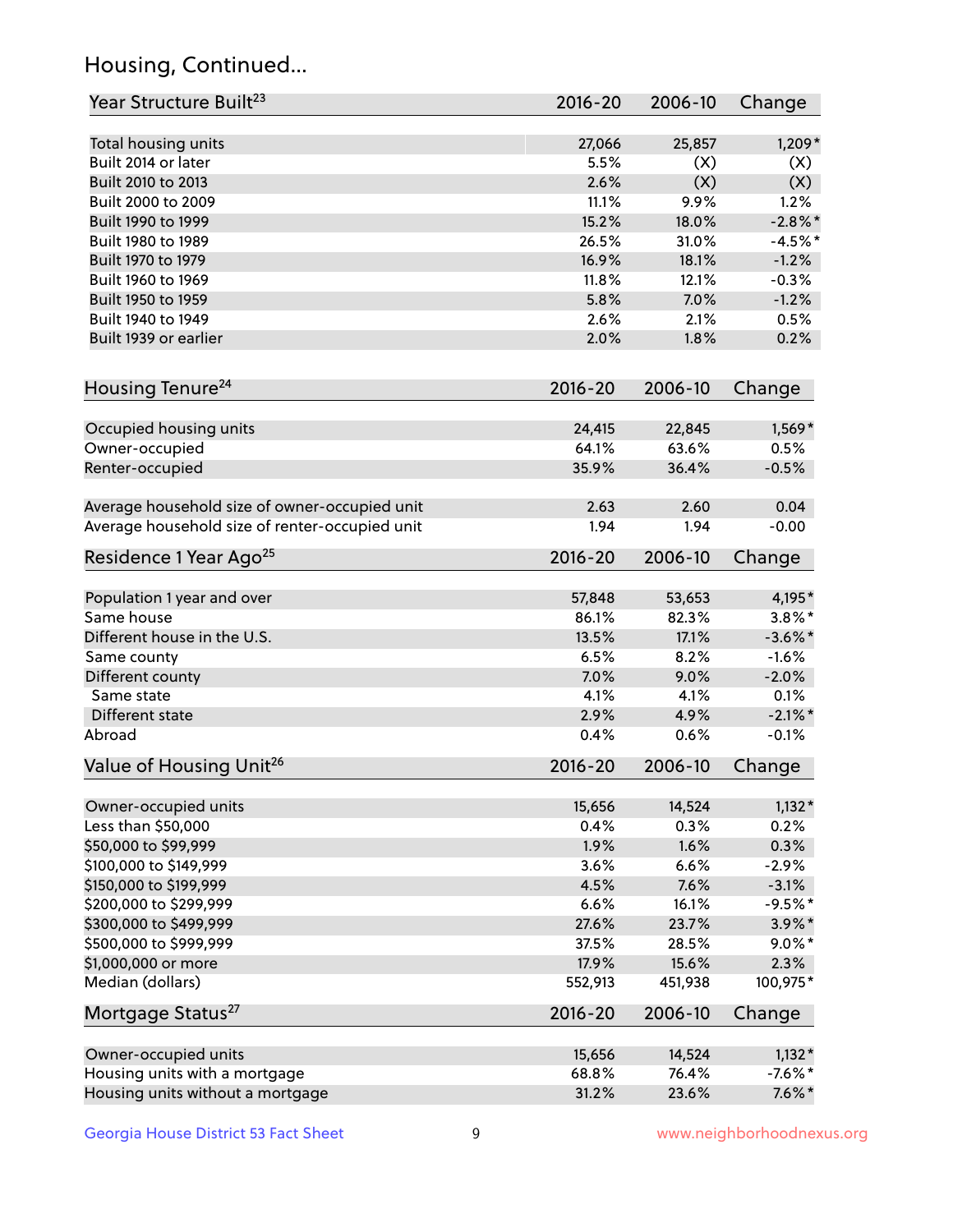## Housing, Continued...

| Year Structure Built[23] | 2016-20 | 2006-10 | Change |
|---|---|---|---|
| Total housing units | 27,066 | 25,857 | 1,209* |
| Built 2014 or later | 5.5% | (X) | (X) |
| Built 2010 to 2013 | 2.6% | (X) | (X) |
| Built 2000 to 2009 | 11.1% | 9.9% | 1.2% |
| Built 1990 to 1999 | 15.2% | 18.0% | -2.8%* |
| Built 1980 to 1989 | 26.5% | 31.0% | -4.5%* |
| Built 1970 to 1979 | 16.9% | 18.1% | -1.2% |
| Built 1960 to 1969 | 11.8% | 12.1% | -0.3% |
| Built 1950 to 1959 | 5.8% | 7.0% | -1.2% |
| Built 1940 to 1949 | 2.6% | 2.1% | 0.5% |
| Built 1939 or earlier | 2.0% | 1.8% | 0.2% |

| Housing Tenure[24] | 2016-20 | 2006-10 | Change |
|---|---|---|---|
| Occupied housing units | 24,415 | 22,845 | 1,569* |
| Owner-occupied | 64.1% | 63.6% | 0.5% |
| Renter-occupied | 35.9% | 36.4% | -0.5% |
| Average household size of owner-occupied unit | 2.63 | 2.60 | 0.04 |
| Average household size of renter-occupied unit | 1.94 | 1.94 | -0.00 |

| Residence 1 Year Ago[25] | 2016-20 | 2006-10 | Change |
|---|---|---|---|
| Population 1 year and over | 57,848 | 53,653 | 4,195* |
| Same house | 86.1% | 82.3% | 3.8%* |
| Different house in the U.S. | 13.5% | 17.1% | -3.6%* |
| Same county | 6.5% | 8.2% | -1.6% |
| Different county | 7.0% | 9.0% | -2.0% |
| Same state | 4.1% | 4.1% | 0.1% |
| Different state | 2.9% | 4.9% | -2.1%* |
| Abroad | 0.4% | 0.6% | -0.1% |

| Value of Housing Unit[26] | 2016-20 | 2006-10 | Change |
|---|---|---|---|
| Owner-occupied units | 15,656 | 14,524 | 1,132* |
| Less than $50,000 | 0.4% | 0.3% | 0.2% |
| $50,000 to $99,999 | 1.9% | 1.6% | 0.3% |
| $100,000 to $149,999 | 3.6% | 6.6% | -2.9% |
| $150,000 to $199,999 | 4.5% | 7.6% | -3.1% |
| $200,000 to $299,999 | 6.6% | 16.1% | -9.5%* |
| $300,000 to $499,999 | 27.6% | 23.7% | 3.9%* |
| $500,000 to $999,999 | 37.5% | 28.5% | 9.0%* |
| $1,000,000 or more | 17.9% | 15.6% | 2.3% |
| Median (dollars) | 552,913 | 451,938 | 100,975* |

| Mortgage Status[27] | 2016-20 | 2006-10 | Change |
|---|---|---|---|
| Owner-occupied units | 15,656 | 14,524 | 1,132* |
| Housing units with a mortgage | 68.8% | 76.4% | -7.6%* |
| Housing units without a mortgage | 31.2% | 23.6% | 7.6%* |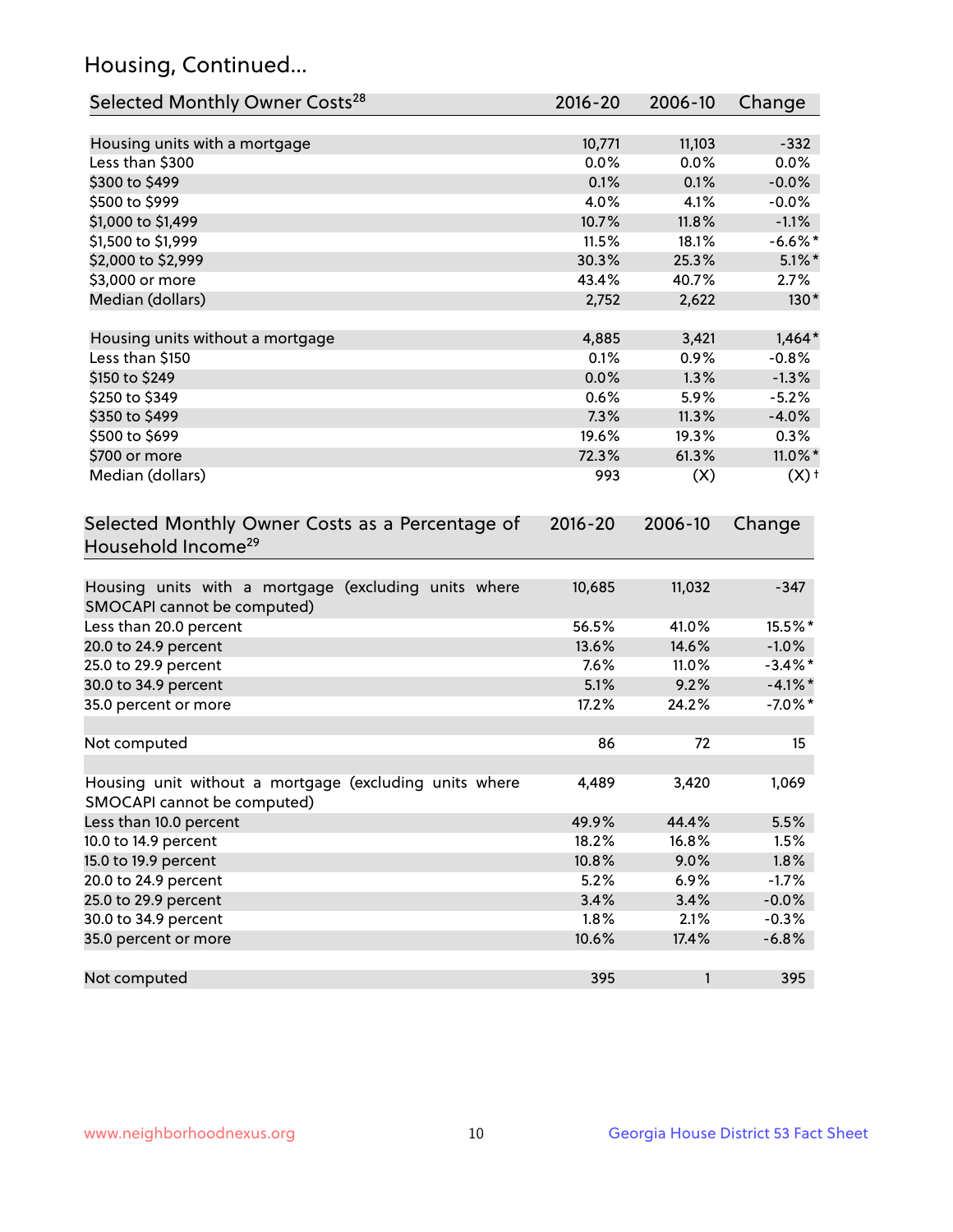## Housing, Continued...

| Selected Monthly Owner Costs[28] | 2016-20 | 2006-10 | Change |
|---|---|---|---|
| Housing units with a mortgage | 10,771 | 11,103 | -332 |
| Less than $300 | 0.0% | 0.0% | 0.0% |
| $300 to $499 | 0.1% | 0.1% | -0.0% |
| $500 to $999 | 4.0% | 4.1% | -0.0% |
| $1,000 to $1,499 | 10.7% | 11.8% | -1.1% |
| $1,500 to $1,999 | 11.5% | 18.1% | -6.6%* |
| $2,000 to $2,999 | 30.3% | 25.3% | 5.1%* |
| $3,000 or more | 43.4% | 40.7% | 2.7% |
| Median (dollars) | 2,752 | 2,622 | 130* |
| Housing units without a mortgage | 4,885 | 3,421 | 1,464* |
| Less than $150 | 0.1% | 0.9% | -0.8% |
| $150 to $249 | 0.0% | 1.3% | -1.3% |
| $250 to $349 | 0.6% | 5.9% | -5.2% |
| $350 to $499 | 7.3% | 11.3% | -4.0% |
| $500 to $699 | 19.6% | 19.3% | 0.3% |
| $700 or more | 72.3% | 61.3% | 11.0%* |
| Median (dollars) | 993 | (X) | (X)† |

| Selected Monthly Owner Costs as a Percentage of Household Income[29] | 2016-20 | 2006-10 | Change |
|---|---|---|---|
| Housing units with a mortgage (excluding units where SMOCAPI cannot be computed) | 10,685 | 11,032 | -347 |
| Less than 20.0 percent | 56.5% | 41.0% | 15.5%* |
| 20.0 to 24.9 percent | 13.6% | 14.6% | -1.0% |
| 25.0 to 29.9 percent | 7.6% | 11.0% | -3.4%* |
| 30.0 to 34.9 percent | 5.1% | 9.2% | -4.1%* |
| 35.0 percent or more | 17.2% | 24.2% | -7.0%* |
| Not computed | 86 | 72 | 15 |
| Housing unit without a mortgage (excluding units where SMOCAPI cannot be computed) | 4,489 | 3,420 | 1,069 |
| Less than 10.0 percent | 49.9% | 44.4% | 5.5% |
| 10.0 to 14.9 percent | 18.2% | 16.8% | 1.5% |
| 15.0 to 19.9 percent | 10.8% | 9.0% | 1.8% |
| 20.0 to 24.9 percent | 5.2% | 6.9% | -1.7% |
| 25.0 to 29.9 percent | 3.4% | 3.4% | -0.0% |
| 30.0 to 34.9 percent | 1.8% | 2.1% | -0.3% |
| 35.0 percent or more | 10.6% | 17.4% | -6.8% |
| Not computed | 395 | 1 | 395 |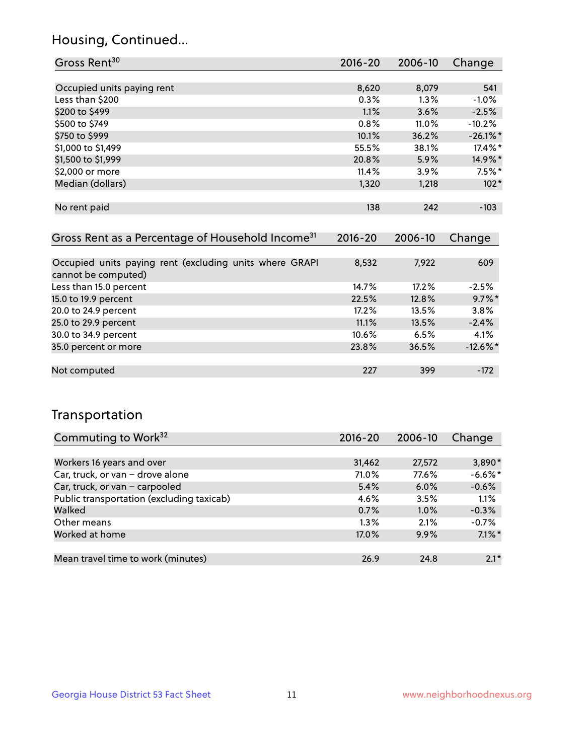## Housing, Continued...

| Gross Rent[30] | 2016-20 | 2006-10 | Change |
|---|---|---|---|
| Occupied units paying rent | 8,620 | 8,079 | 541 |
| Less than $200 | 0.3% | 1.3% | -1.0% |
| $200 to $499 | 1.1% | 3.6% | -2.5% |
| $500 to $749 | 0.8% | 11.0% | -10.2% |
| $750 to $999 | 10.1% | 36.2% | -26.1%* |
| $1,000 to $1,499 | 55.5% | 38.1% | 17.4%* |
| $1,500 to $1,999 | 20.8% | 5.9% | 14.9%* |
| $2,000 or more | 11.4% | 3.9% | 7.5%* |
| Median (dollars) | 1,320 | 1,218 | 102* |
| No rent paid | 138 | 242 | -103 |

| Gross Rent as a Percentage of Household Income[31] | 2016-20 | 2006-10 | Change |
|---|---|---|---|
| Occupied units paying rent (excluding units where GRAPI cannot be computed) | 8,532 | 7,922 | 609 |
| Less than 15.0 percent | 14.7% | 17.2% | -2.5% |
| 15.0 to 19.9 percent | 22.5% | 12.8% | 9.7%* |
| 20.0 to 24.9 percent | 17.2% | 13.5% | 3.8% |
| 25.0 to 29.9 percent | 11.1% | 13.5% | -2.4% |
| 30.0 to 34.9 percent | 10.6% | 6.5% | 4.1% |
| 35.0 percent or more | 23.8% | 36.5% | -12.6%* |
| Not computed | 227 | 399 | -172 |

## Transportation

| Commuting to Work[32] | 2016-20 | 2006-10 | Change |
|---|---|---|---|
| Workers 16 years and over | 31,462 | 27,572 | 3,890* |
| Car, truck, or van – drove alone | 71.0% | 77.6% | -6.6%* |
| Car, truck, or van – carpooled | 5.4% | 6.0% | -0.6% |
| Public transportation (excluding taxicab) | 4.6% | 3.5% | 1.1% |
| Walked | 0.7% | 1.0% | -0.3% |
| Other means | 1.3% | 2.1% | -0.7% |
| Worked at home | 17.0% | 9.9% | 7.1%* |
| Mean travel time to work (minutes) | 26.9 | 24.8 | 2.1* |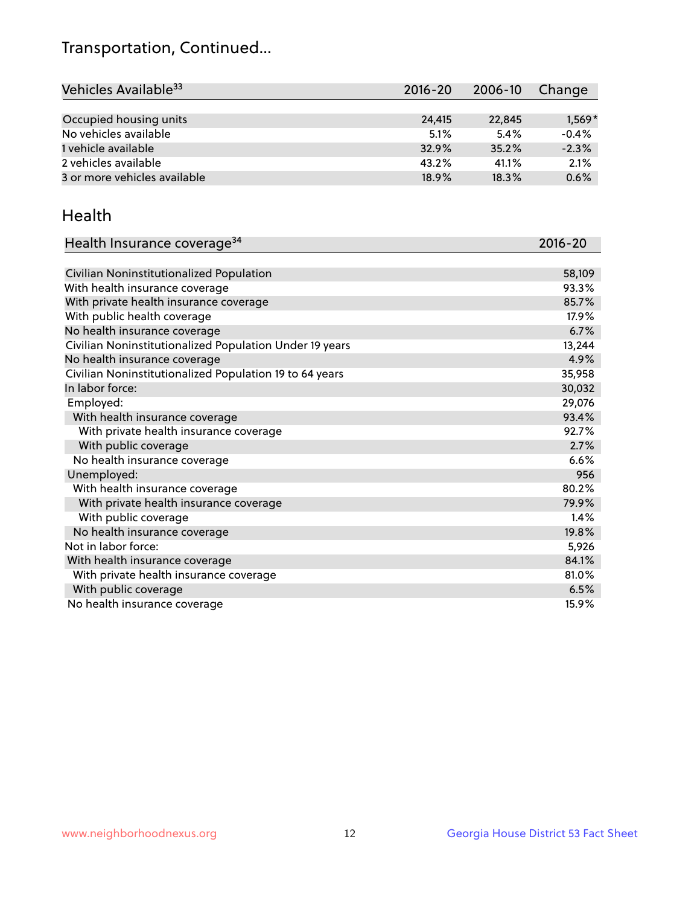# Transportation, Continued...

| Vehicles Available[33] | 2016-20 | 2006-10 | Change |
|---|---|---|---|
| Occupied housing units | 24,415 | 22,845 | 1,569* |
| No vehicles available | 5.1% | 5.4% | -0.4% |
| 1 vehicle available | 32.9% | 35.2% | -2.3% |
| 2 vehicles available | 43.2% | 41.1% | 2.1% |
| 3 or more vehicles available | 18.9% | 18.3% | 0.6% |

## Health

| Health Insurance coverage[34] | 2016-20 |
|---|---|
| Civilian Noninstitutionalized Population | 58,109 |
| With health insurance coverage | 93.3% |
| With private health insurance coverage | 85.7% |
| With public health coverage | 17.9% |
| No health insurance coverage | 6.7% |
| Civilian Noninstitutionalized Population Under 19 years | 13,244 |
| No health insurance coverage | 4.9% |
| Civilian Noninstitutionalized Population 19 to 64 years | 35,958 |
| In labor force: | 30,032 |
| Employed: | 29,076 |
| With health insurance coverage | 93.4% |
| With private health insurance coverage | 92.7% |
| With public coverage | 2.7% |
| No health insurance coverage | 6.6% |
| Unemployed: | 956 |
| With health insurance coverage | 80.2% |
| With private health insurance coverage | 79.9% |
| With public coverage | 1.4% |
| No health insurance coverage | 19.8% |
| Not in labor force: | 5,926 |
| With health insurance coverage | 84.1% |
| With private health insurance coverage | 81.0% |
| With public coverage | 6.5% |
| No health insurance coverage | 15.9% |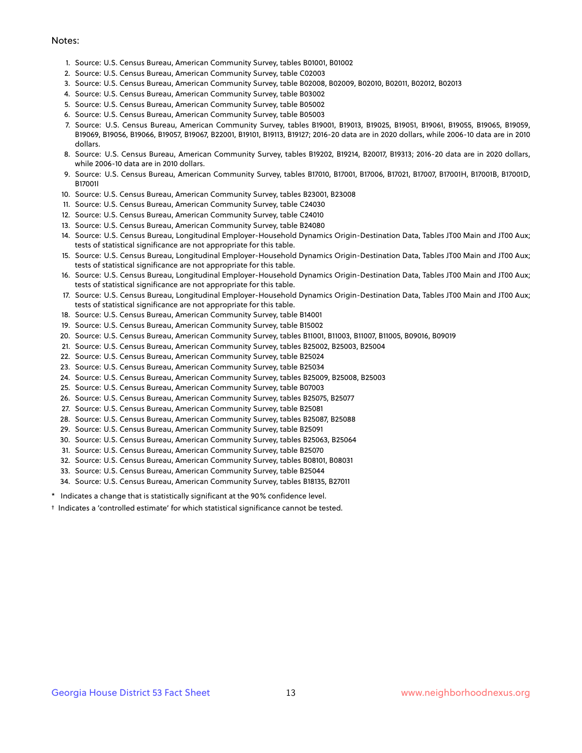Notes:

1. Source: U.S. Census Bureau, American Community Survey, tables B01001, B01002
2. Source: U.S. Census Bureau, American Community Survey, table C02003
3. Source: U.S. Census Bureau, American Community Survey, table B02008, B02009, B02010, B02011, B02012, B02013
4. Source: U.S. Census Bureau, American Community Survey, table B03002
5. Source: U.S. Census Bureau, American Community Survey, table B05002
6. Source: U.S. Census Bureau, American Community Survey, table B05003
7. Source: U.S. Census Bureau, American Community Survey, tables B19001, B19013, B19025, B19051, B19061, B19055, B19065, B19059, B19069, B19056, B19066, B19057, B19067, B22001, B19101, B19113, B19127; 2016-20 data are in 2020 dollars, while 2006-10 data are in 2010 dollars.
8. Source: U.S. Census Bureau, American Community Survey, tables B19202, B19214, B20017, B19313; 2016-20 data are in 2020 dollars, while 2006-10 data are in 2010 dollars.
9. Source: U.S. Census Bureau, American Community Survey, tables B17010, B17001, B17006, B17021, B17007, B17001H, B17001B, B17001D, B17001I
10. Source: U.S. Census Bureau, American Community Survey, tables B23001, B23008
11. Source: U.S. Census Bureau, American Community Survey, table C24030
12. Source: U.S. Census Bureau, American Community Survey, table C24010
13. Source: U.S. Census Bureau, American Community Survey, table B24080
14. Source: U.S. Census Bureau, Longitudinal Employer-Household Dynamics Origin-Destination Data, Tables JT00 Main and JT00 Aux; tests of statistical significance are not appropriate for this table.
15. Source: U.S. Census Bureau, Longitudinal Employer-Household Dynamics Origin-Destination Data, Tables JT00 Main and JT00 Aux; tests of statistical significance are not appropriate for this table.
16. Source: U.S. Census Bureau, Longitudinal Employer-Household Dynamics Origin-Destination Data, Tables JT00 Main and JT00 Aux; tests of statistical significance are not appropriate for this table.
17. Source: U.S. Census Bureau, Longitudinal Employer-Household Dynamics Origin-Destination Data, Tables JT00 Main and JT00 Aux; tests of statistical significance are not appropriate for this table.
18. Source: U.S. Census Bureau, American Community Survey, table B14001
19. Source: U.S. Census Bureau, American Community Survey, table B15002
20. Source: U.S. Census Bureau, American Community Survey, tables B11001, B11003, B11007, B11005, B09016, B09019
21. Source: U.S. Census Bureau, American Community Survey, tables B25002, B25003, B25004
22. Source: U.S. Census Bureau, American Community Survey, table B25024
23. Source: U.S. Census Bureau, American Community Survey, table B25034
24. Source: U.S. Census Bureau, American Community Survey, tables B25009, B25008, B25003
25. Source: U.S. Census Bureau, American Community Survey, table B07003
26. Source: U.S. Census Bureau, American Community Survey, tables B25075, B25077
27. Source: U.S. Census Bureau, American Community Survey, table B25081
28. Source: U.S. Census Bureau, American Community Survey, tables B25087, B25088
29. Source: U.S. Census Bureau, American Community Survey, table B25091
30. Source: U.S. Census Bureau, American Community Survey, tables B25063, B25064
31. Source: U.S. Census Bureau, American Community Survey, table B25070
32. Source: U.S. Census Bureau, American Community Survey, tables B08101, B08031
33. Source: U.S. Census Bureau, American Community Survey, table B25044
34. Source: U.S. Census Bureau, American Community Survey, tables B18135, B27011

\* Indicates a change that is statistically significant at the 90% confidence level.

† Indicates a 'controlled estimate' for which statistical significance cannot be tested.